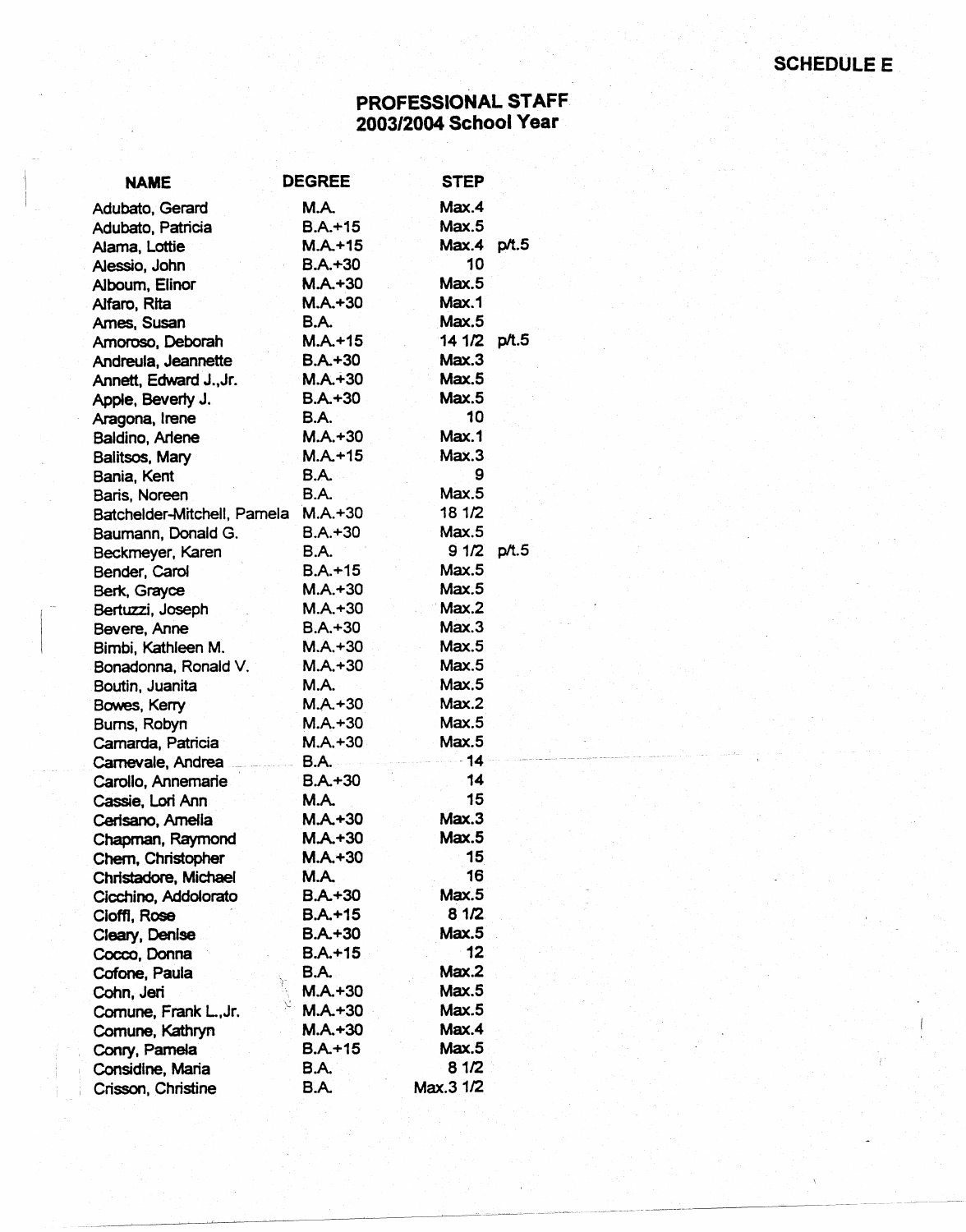**SCHEDULE E**

## PROFESSIONAL STAFF
## 2003/2004 School Year

| NAME | DEGREE | STEP | |
|---|---|---|---|
| Adubato, Gerard | M.A. | Max.4 | |
| Adubato, Patricia | B.A.+15 | Max.5 | |
| Alama, Lottie | M.A.+15 | Max.4 | p/t.5 |
| Alessio, John | B.A.+30 | 10 | |
| Alboum, Elinor | M.A.+30 | Max.5 | |
| Alfaro, Rita | M.A.+30 | Max.1 | |
| Ames, Susan | B.A. | Max.5 | |
| Amoroso, Deborah | M.A.+15 | 14 1/2 | p/t.5 |
| Andreula, Jeannette | B.A.+30 | Max.3 | |
| Annett, Edward J.,Jr. | M.A.+30 | Max.5 | |
| Apple, Beverly J. | B.A.+30 | Max.5 | |
| Aragona, Irene | B.A. | 10 | |
| Baldino, Arlene | M.A.+30 | Max.1 | |
| Balitsos, Mary | M.A.+15 | Max.3 | |
| Bania, Kent | B.A. | 9 | |
| Baris, Noreen | B.A. | Max.5 | |
| Batchelder-Mitchell, Pamela | M.A.+30 | 18 1/2 | |
| Baumann, Donald G. | B.A.+30 | Max.5 | |
| Beckmeyer, Karen | B.A. | 9 1/2 | p/t.5 |
| Bender, Carol | B.A.+15 | Max.5 | |
| Berk, Grayce | M.A.+30 | Max.5 | |
| Bertuzzi, Joseph | M.A.+30 | Max.2 | |
| Bevere, Anne | B.A.+30 | Max.3 | |
| Bimbi, Kathleen M. | M.A.+30 | Max.5 | |
| Bonadonna, Ronald V. | M.A.+30 | Max.5 | |
| Boutin, Juanita | M.A. | Max.5 | |
| Bowes, Kerry | M.A.+30 | Max.2 | |
| Burns, Robyn | M.A.+30 | Max.5 | |
| Camarda, Patricia | M.A.+30 | Max.5 | |
| Carnevale, Andrea | B.A. | 14 | |
| Carollo, Annemarie | B.A.+30 | 14 | |
| Cassie, Lori Ann | M.A. | 15 | |
| Cerisano, Amelia | M.A.+30 | Max.3 | |
| Chapman, Raymond | M.A.+30 | Max.5 | |
| Chern, Christopher | M.A.+30 | 15 | |
| Christadore, Michael | M.A. | 16 | |
| Cicchino, Addolorato | B.A.+30 | Max.5 | |
| Cioffi, Rose | B.A.+15 | 8 1/2 | |
| Cleary, Denise | B.A.+30 | Max.5 | |
| Cocco, Donna | B.A.+15 | 12 | |
| Cofone, Paula | B.A. | Max.2 | |
| Cohn, Jeri | M.A.+30 | Max.5 | |
| Comune, Frank L.,Jr. | M.A.+30 | Max.5 | |
| Comune, Kathryn | M.A.+30 | Max.4 | |
| Conry, Pamela | B.A.+15 | Max.5 | |
| Considine, Maria | B.A. | 8 1/2 | |
| Crisson, Christine | B.A. | Max.3 1/2 | |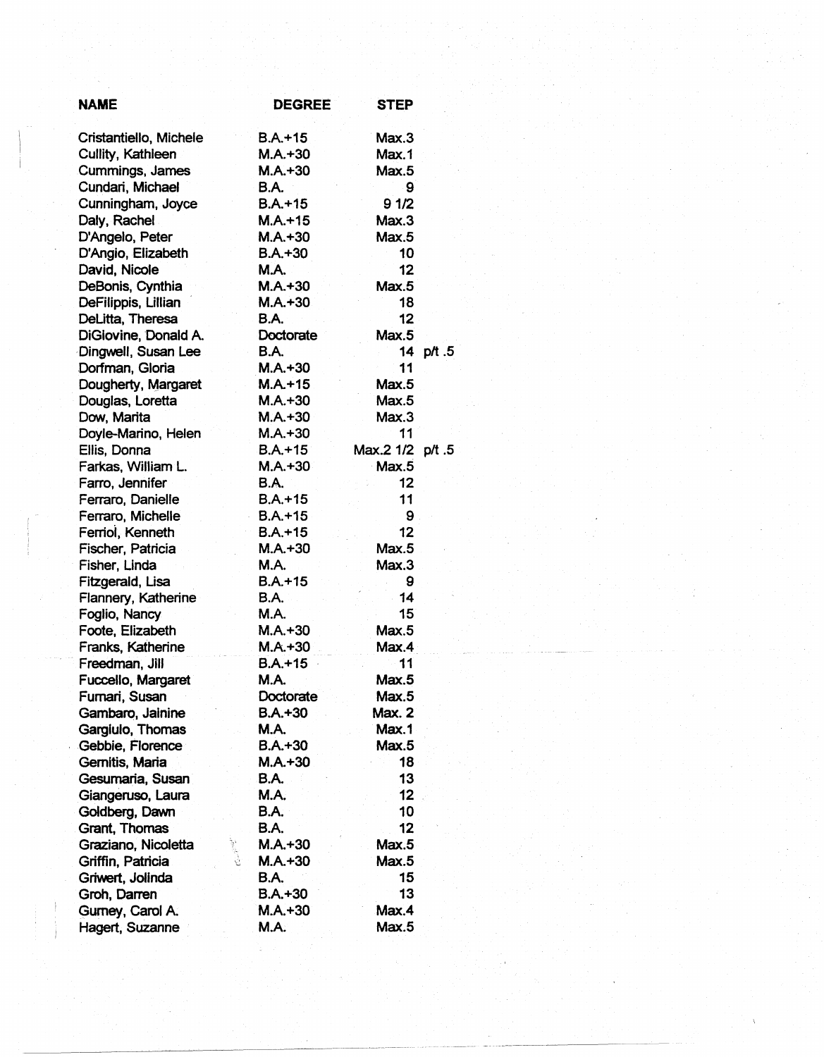| NAME | DEGREE | STEP | |
|---|---|---|---|
| Cristantiello, Michele | B.A.+15 | Max.3 | |
| Cullity, Kathleen | M.A.+30 | Max.1 | |
| Cummings, James | M.A.+30 | Max.5 | |
| Cundari, Michael | B.A. | 9 | |
| Cunningham, Joyce | B.A.+15 | 9 1/2 | |
| Daly, Rachel | M.A.+15 | Max.3 | |
| D'Angelo, Peter | M.A.+30 | Max.5 | |
| D'Angio, Elizabeth | B.A.+30 | 10 | |
| David, Nicole | M.A. | 12 | |
| DeBonis, Cynthia | M.A.+30 | Max.5 | |
| DeFilippis, Lillian | M.A.+30 | 18 | |
| DeLitta, Theresa | B.A. | 12 | |
| DiGiovine, Donald A. | Doctorate | Max.5 | |
| Dingwell, Susan Lee | B.A. | 14 | p/t .5 |
| Dorfman, Gloria | M.A.+30 | 11 | |
| Dougherty, Margaret | M.A.+15 | Max.5 | |
| Douglas, Loretta | M.A.+30 | Max.5 | |
| Dow, Marita | M.A.+30 | Max.3 | |
| Doyle-Marino, Helen | M.A.+30 | 11 | |
| Ellis, Donna | B.A.+15 | Max.2 1/2 | p/t .5 |
| Farkas, William L. | M.A.+30 | Max.5 | |
| Farro, Jennifer | B.A. | 12 | |
| Ferraro, Danielle | B.A.+15 | 11 | |
| Ferraro, Michelle | B.A.+15 | 9 | |
| Ferriol, Kenneth | B.A.+15 | 12 | |
| Fischer, Patricia | M.A.+30 | Max.5 | |
| Fisher, Linda | M.A. | Max.3 | |
| Fitzgerald, Lisa | B.A.+15 | 9 | |
| Flannery, Katherine | B.A. | 14 | |
| Foglio, Nancy | M.A. | 15 | |
| Foote, Elizabeth | M.A.+30 | Max.5 | |
| Franks, Katherine | M.A.+30 | Max.4 | |
| Freedman, Jill | B.A.+15 | 11 | |
| Fuccello, Margaret | M.A. | Max.5 | |
| Furnari, Susan | Doctorate | Max.5 | |
| Gambaro, Jainine | B.A.+30 | Max. 2 | |
| Gargiulo, Thomas | M.A. | Max.1 | |
| Gebbie, Florence | B.A.+30 | Max.5 | |
| Gemitis, Maria | M.A.+30 | 18 | |
| Gesumaria, Susan | B.A. | 13 | |
| Giangeruso, Laura | M.A. | 12 | |
| Goldberg, Dawn | B.A. | 10 | |
| Grant, Thomas | B.A. | 12 | |
| Graziano, Nicoletta | M.A.+30 | Max.5 | |
| Griffin, Patricia | M.A.+30 | Max.5 | |
| Griwert, Jolinda | B.A. | 15 | |
| Groh, Darren | B.A.+30 | 13 | |
| Gurney, Carol A. | M.A.+30 | Max.4 | |
| Hagert, Suzanne | M.A. | Max.5 | |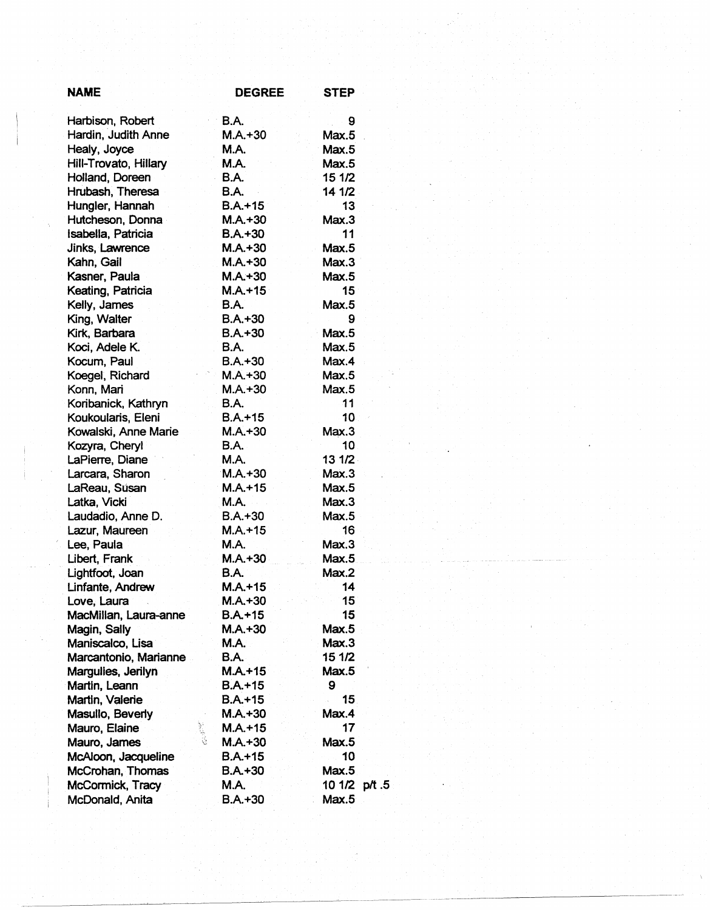| NAME | DEGREE | STEP |
|---|---|---|
| Harbison, Robert | B.A. | 9 |
| Hardin, Judith Anne | M.A.+30 | Max.5 |
| Healy, Joyce | M.A. | Max.5 |
| Hill-Trovato, Hillary | M.A. | Max.5 |
| Holland, Doreen | B.A. | 15 1/2 |
| Hrubash, Theresa | B.A. | 14 1/2 |
| Hungler, Hannah | B.A.+15 | 13 |
| Hutcheson, Donna | M.A.+30 | Max.3 |
| Isabella, Patricia | B.A.+30 | 11 |
| Jinks, Lawrence | M.A.+30 | Max.5 |
| Kahn, Gail | M.A.+30 | Max.3 |
| Kasner, Paula | M.A.+30 | Max.5 |
| Keating, Patricia | M.A.+15 | 15 |
| Kelly, James | B.A. | Max.5 |
| King, Walter | B.A.+30 | 9 |
| Kirk, Barbara | B.A.+30 | Max.5 |
| Koci, Adele K. | B.A. | Max.5 |
| Kocum, Paul | B.A.+30 | Max.4 |
| Koegel, Richard | M.A.+30 | Max.5 |
| Konn, Mari | M.A.+30 | Max.5 |
| Koribanick, Kathryn | B.A. | 11 |
| Koukoularis, Eleni | B.A.+15 | 10 |
| Kowalski, Anne Marie | M.A.+30 | Max.3 |
| Kozyra, Cheryl | B.A. | 10 |
| LaPierre, Diane | M.A. | 13 1/2 |
| Larcara, Sharon | M.A.+30 | Max.3 |
| LaReau, Susan | M.A.+15 | Max.5 |
| Latka, Vicki | M.A. | Max.3 |
| Laudadio, Anne D. | B.A.+30 | Max.5 |
| Lazur, Maureen | M.A.+15 | 16 |
| Lee, Paula | M.A. | Max.3 |
| Libert, Frank | M.A.+30 | Max.5 |
| Lightfoot, Joan | B.A. | Max.2 |
| Linfante, Andrew | M.A.+15 | 14 |
| Love, Laura | M.A.+30 | 15 |
| MacMillan, Laura-anne | B.A.+15 | 15 |
| Magin, Sally | M.A.+30 | Max.5 |
| Maniscalco, Lisa | M.A. | Max.3 |
| Marcantonio, Marianne | B.A. | 15 1/2 |
| Margulies, Jerilyn | M.A.+15 | Max.5 |
| Martin, Leann | B.A.+15 | 9 |
| Martin, Valerie | B.A.+15 | 15 |
| Masullo, Beverly | M.A.+30 | Max.4 |
| Mauro, Elaine | M.A.+15 | 17 |
| Mauro, James | M.A.+30 | Max.5 |
| McAloon, Jacqueline | B.A.+15 | 10 |
| McCrohan, Thomas | B.A.+30 | Max.5 |
| McCormick, Tracy | M.A. | 10 1/2 p/t .5 |
| McDonald, Anita | B.A.+30 | Max.5 |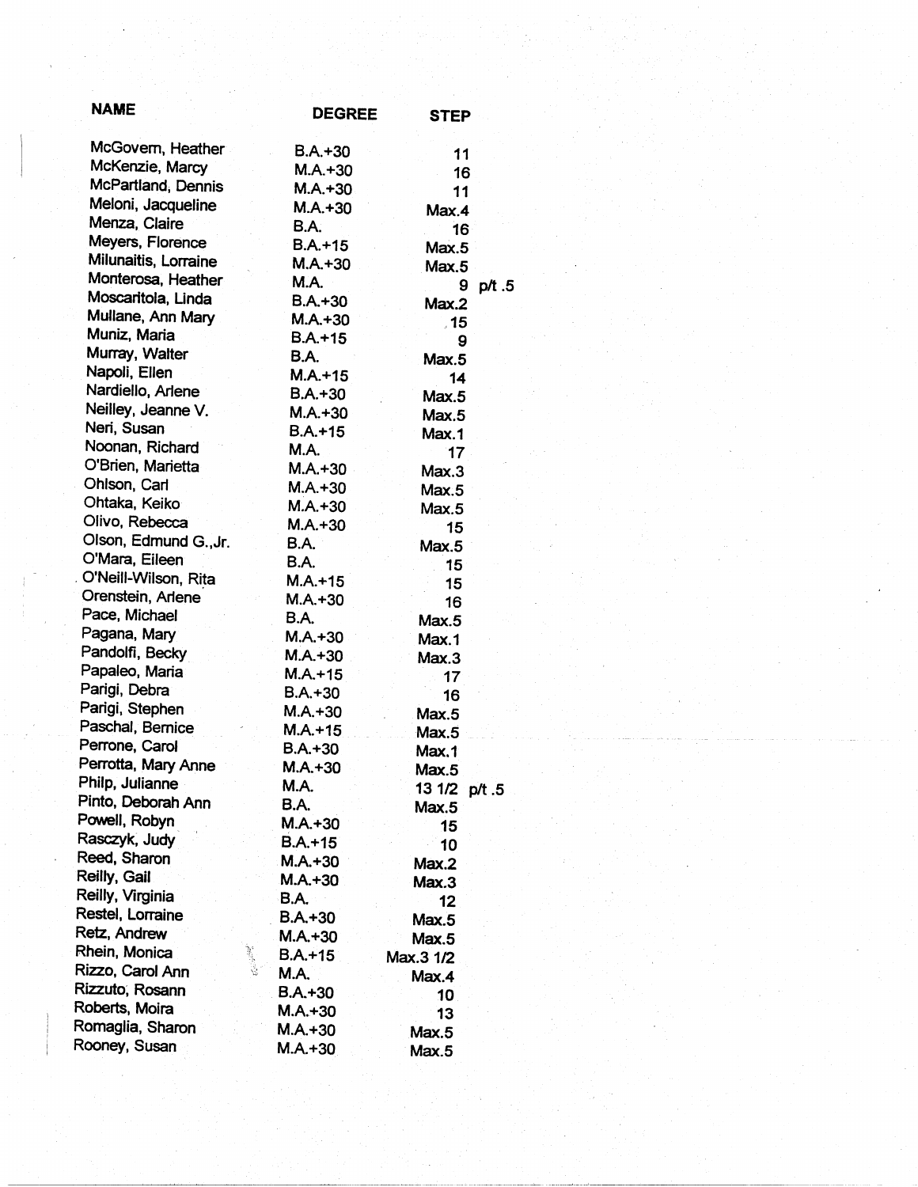| NAME | DEGREE | STEP | |
|---|---|---|---|
| McGovern, Heather | B.A.+30 | 11 | |
| McKenzie, Marcy | M.A.+30 | 16 | |
| McPartland, Dennis | M.A.+30 | 11 | |
| Meloni, Jacqueline | M.A.+30 | Max.4 | |
| Menza, Claire | B.A. | 16 | |
| Meyers, Florence | B.A.+15 | Max.5 | |
| Milunaitis, Lorraine | M.A.+30 | Max.5 | |
| Monterosa, Heather | M.A. | 9 | p/t .5 |
| Moscaritola, Linda | B.A.+30 | Max.2 | |
| Mullane, Ann Mary | M.A.+30 | 15 | |
| Muniz, Maria | B.A.+15 | 9 | |
| Murray, Walter | B.A. | Max.5 | |
| Napoli, Ellen | M.A.+15 | 14 | |
| Nardiello, Arlene | B.A.+30 | Max.5 | |
| Neilley, Jeanne V. | M.A.+30 | Max.5 | |
| Neri, Susan | B.A.+15 | Max.1 | |
| Noonan, Richard | M.A. | 17 | |
| O'Brien, Marietta | M.A.+30 | Max.3 | |
| Ohlson, Carl | M.A.+30 | Max.5 | |
| Ohtaka, Keiko | M.A.+30 | Max.5 | |
| Olivo, Rebecca | M.A.+30 | 15 | |
| Olson, Edmund G.,Jr. | B.A. | Max.5 | |
| O'Mara, Eileen | B.A. | 15 | |
| O'Neill-Wilson, Rita | M.A.+15 | 15 | |
| Orenstein, Arlene | M.A.+30 | 16 | |
| Pace, Michael | B.A. | Max.5 | |
| Pagana, Mary | M.A.+30 | Max.1 | |
| Pandolfi, Becky | M.A.+30 | Max.3 | |
| Papaleo, Maria | M.A.+15 | 17 | |
| Parigi, Debra | B.A.+30 | 16 | |
| Parigi, Stephen | M.A.+30 | Max.5 | |
| Paschal, Bernice | M.A.+15 | Max.5 | |
| Perrone, Carol | B.A.+30 | Max.1 | |
| Perrotta, Mary Anne | M.A.+30 | Max.5 | |
| Philp, Julianne | M.A. | 13 1/2 | p/t .5 |
| Pinto, Deborah Ann | B.A. | Max.5 | |
| Powell, Robyn | M.A.+30 | 15 | |
| Rasczyk, Judy | B.A.+15 | 10 | |
| Reed, Sharon | M.A.+30 | Max.2 | |
| Reilly, Gail | M.A.+30 | Max.3 | |
| Reilly, Virginia | B.A. | 12 | |
| Restel, Lorraine | B.A.+30 | Max.5 | |
| Retz, Andrew | M.A.+30 | Max.5 | |
| Rhein, Monica | B.A.+15 | Max.3 1/2 | |
| Rizzo, Carol Ann | M.A. | Max.4 | |
| Rizzuto, Rosann | B.A.+30 | 10 | |
| Roberts, Moira | M.A.+30 | 13 | |
| Romaglia, Sharon | M.A.+30 | Max.5 | |
| Rooney, Susan | M.A.+30 | Max.5 | |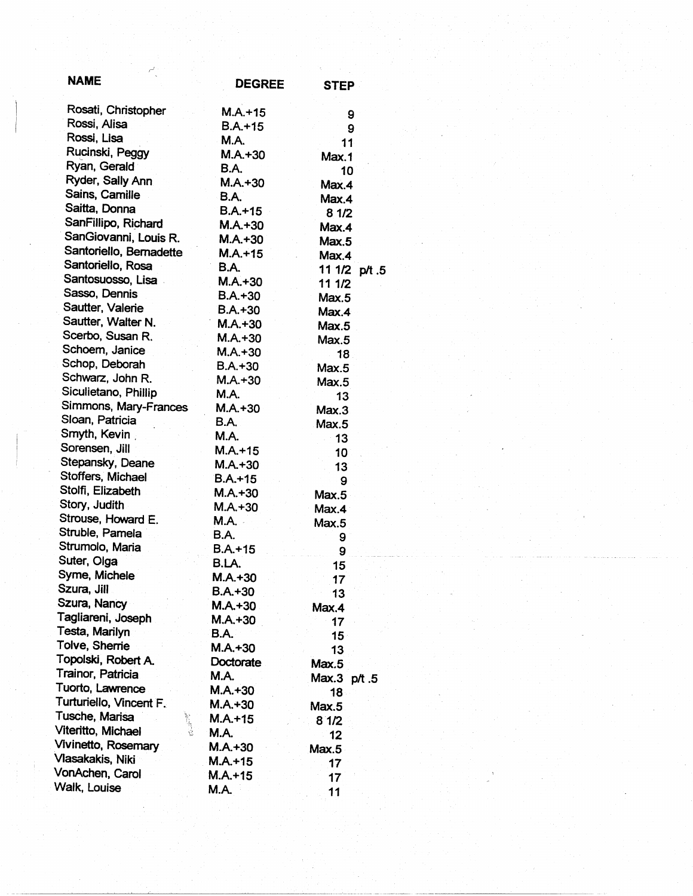| NAME | DEGREE | STEP |
|---|---|---|
| Rosati, Christopher | M.A.+15 | 9 |
| Rossi, Alisa | B.A.+15 | 9 |
| Rossi, Lisa | M.A. | 11 |
| Rucinski, Peggy | M.A.+30 | Max.1 |
| Ryan, Gerald | B.A. | 10 |
| Ryder, Sally Ann | M.A.+30 | Max.4 |
| Sains, Camille | B.A. | Max.4 |
| Saitta, Donna | B.A.+15 | 8 1/2 |
| SanFillipo, Richard | M.A.+30 | Max.4 |
| SanGiovanni, Louis R. | M.A.+30 | Max.5 |
| Santoriello, Bernadette | M.A.+15 | Max.4 |
| Santoriello, Rosa | B.A. | 11 1/2 p/t .5 |
| Santosuosso, Lisa | M.A.+30 | 11 1/2 |
| Sasso, Dennis | B.A.+30 | Max.5 |
| Sautter, Valerie | B.A.+30 | Max.4 |
| Sautter, Walter N. | M.A.+30 | Max.5 |
| Scerbo, Susan R. | M.A.+30 | Max.5 |
| Schoem, Janice | M.A.+30 | 18 |
| Schop, Deborah | B.A.+30 | Max.5 |
| Schwarz, John R. | M.A.+30 | Max.5 |
| Siculietano, Phillip | M.A. | 13 |
| Simmons, Mary-Frances | M.A.+30 | Max.3 |
| Sloan, Patricia | B.A. | Max.5 |
| Smyth, Kevin | M.A. | 13 |
| Sorensen, Jill | M.A.+15 | 10 |
| Stepansky, Deane | M.A.+30 | 13 |
| Stoffers, Michael | B.A.+15 | 9 |
| Stolfi, Elizabeth | M.A.+30 | Max.5 |
| Story, Judith | M.A.+30 | Max.4 |
| Strouse, Howard E. | M.A. | Max.5 |
| Struble, Pamela | B.A. | 9 |
| Strumolo, Maria | B.A.+15 | 9 |
| Suter, Olga | B.LA. | 15 |
| Syme, Michele | M.A.+30 | 17 |
| Szura, Jill | B.A.+30 | 13 |
| Szura, Nancy | M.A.+30 | Max.4 |
| Tagliareni, Joseph | M.A.+30 | 17 |
| Testa, Marilyn | B.A. | 15 |
| Tolve, Sherrie | M.A.+30 | 13 |
| Topolski, Robert A. | Doctorate | Max.5 |
| Trainor, Patricia | M.A. | Max.3 p/t .5 |
| Tuorto, Lawrence | M.A.+30 | 18 |
| Turturiello, Vincent F. | M.A.+30 | Max.5 |
| Tusche, Marisa | M.A.+15 | 8 1/2 |
| Viteritto, Michael | M.A. | 12 |
| Vivinetto, Rosemary | M.A.+30 | Max.5 |
| Vlasakakis, Niki | M.A.+15 | 17 |
| VonAchen, Carol | M.A.+15 | 17 |
| Walk, Louise | M.A. | 11 |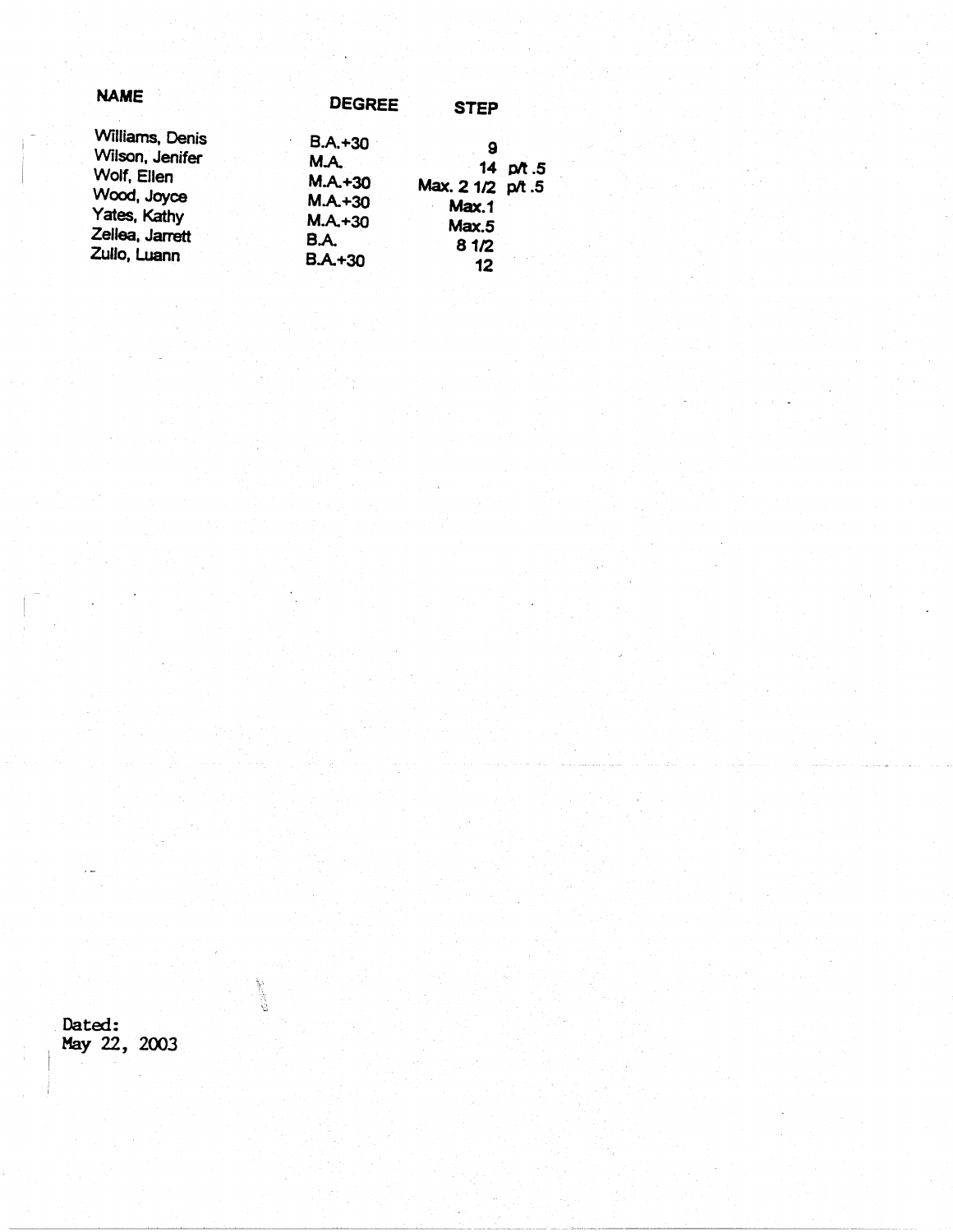| NAME | DEGREE | STEP | |
|---|---|---|---|
| Williams, Denis | B.A.+30 | 9 | |
| Wilson, Jenifer | M.A. | 14 | p/t .5 |
| Wolf, Ellen | M.A.+30 | Max. 2 1/2 | p/t .5 |
| Wood, Joyce | M.A.+30 | Max.1 | |
| Yates, Kathy | M.A.+30 | Max.5 | |
| Zellea, Jarrett | B.A. | 8 1/2 | |
| Zullo, Luann | B.A.+30 | 12 | |

Dated:
May 22, 2003